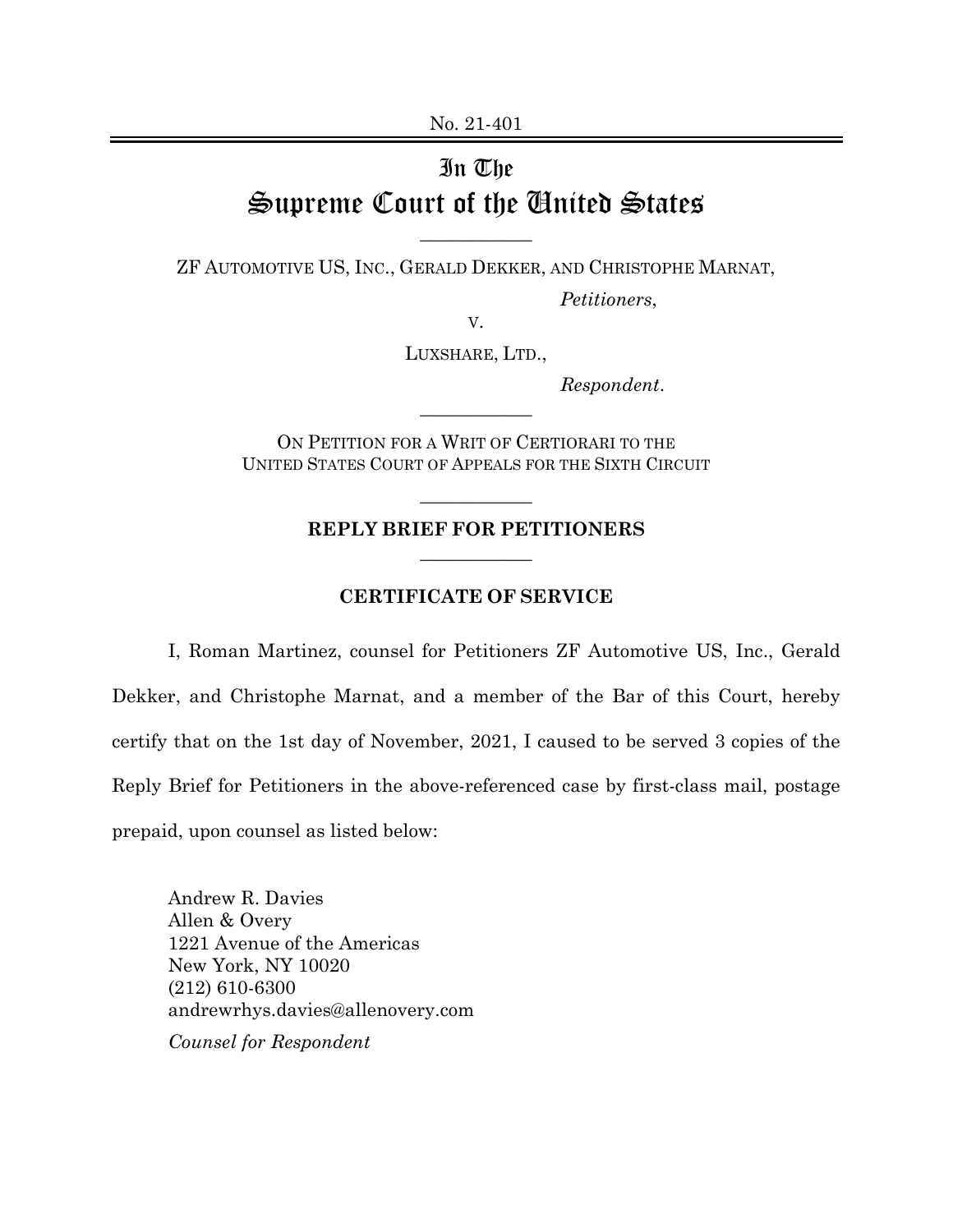No. 21-401

# In The Supreme Court of the United States

ZF AUTOMOTIVE US, INC., GERALD DEKKER, AND CHRISTOPHE MARNAT,

*Petitioners*,

v.

LUXSHARE, LTD.,

*Respondent*.

ON PETITION FOR A WRIT OF CERTIORARI TO THE UNITED STATES COURT OF APPEALS FOR THE SIXTH CIRCUIT

**REPLY BRIEF FOR PETITIONERS**

**CERTIFICATE OF SERVICE**

I, Roman Martinez, counsel for Petitioners ZF Automotive US, Inc., Gerald Dekker, and Christophe Marnat, and a member of the Bar of this Court, hereby certify that on the 1st day of November, 2021, I caused to be served 3 copies of the Reply Brief for Petitioners in the above-referenced case by first-class mail, postage prepaid, upon counsel as listed below:

Andrew R. Davies
Allen & Overy
1221 Avenue of the Americas
New York, NY 10020
(212) 610-6300
andrewrhys.davies@allenovery.com

*Counsel for Respondent*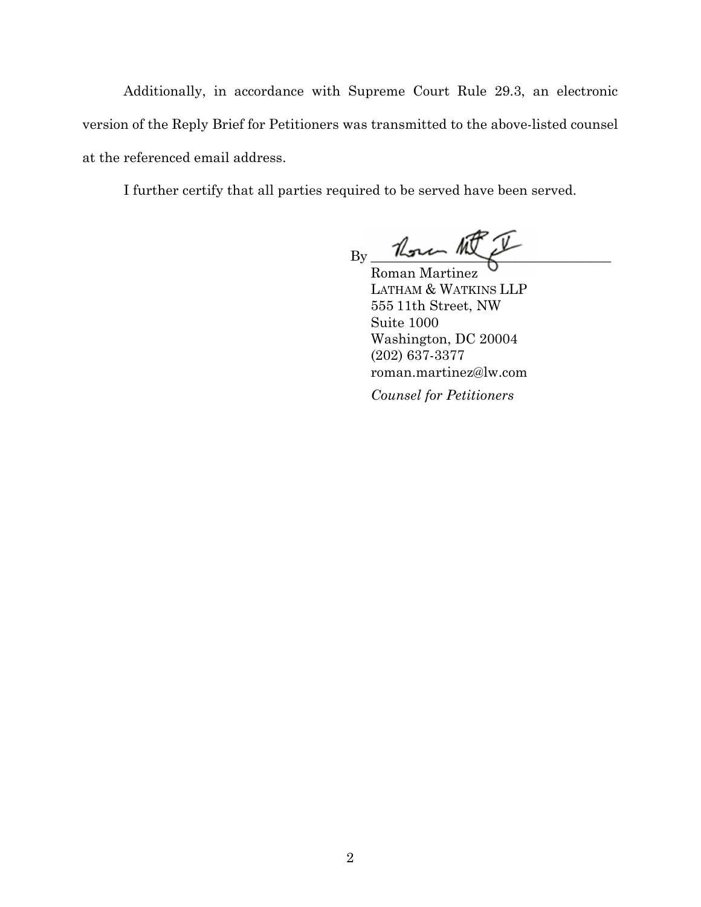Additionally, in accordance with Supreme Court Rule 29.3, an electronic version of the Reply Brief for Petitioners was transmitted to the above-listed counsel at the referenced email address.

I further certify that all parties required to be served have been served.

By ______________________________
Roman Martinez
LATHAM & WATKINS LLP
555 11th Street, NW
Suite 1000
Washington, DC 20004
(202) 637-3377
roman.martinez@lw.com

*Counsel for Petitioners*